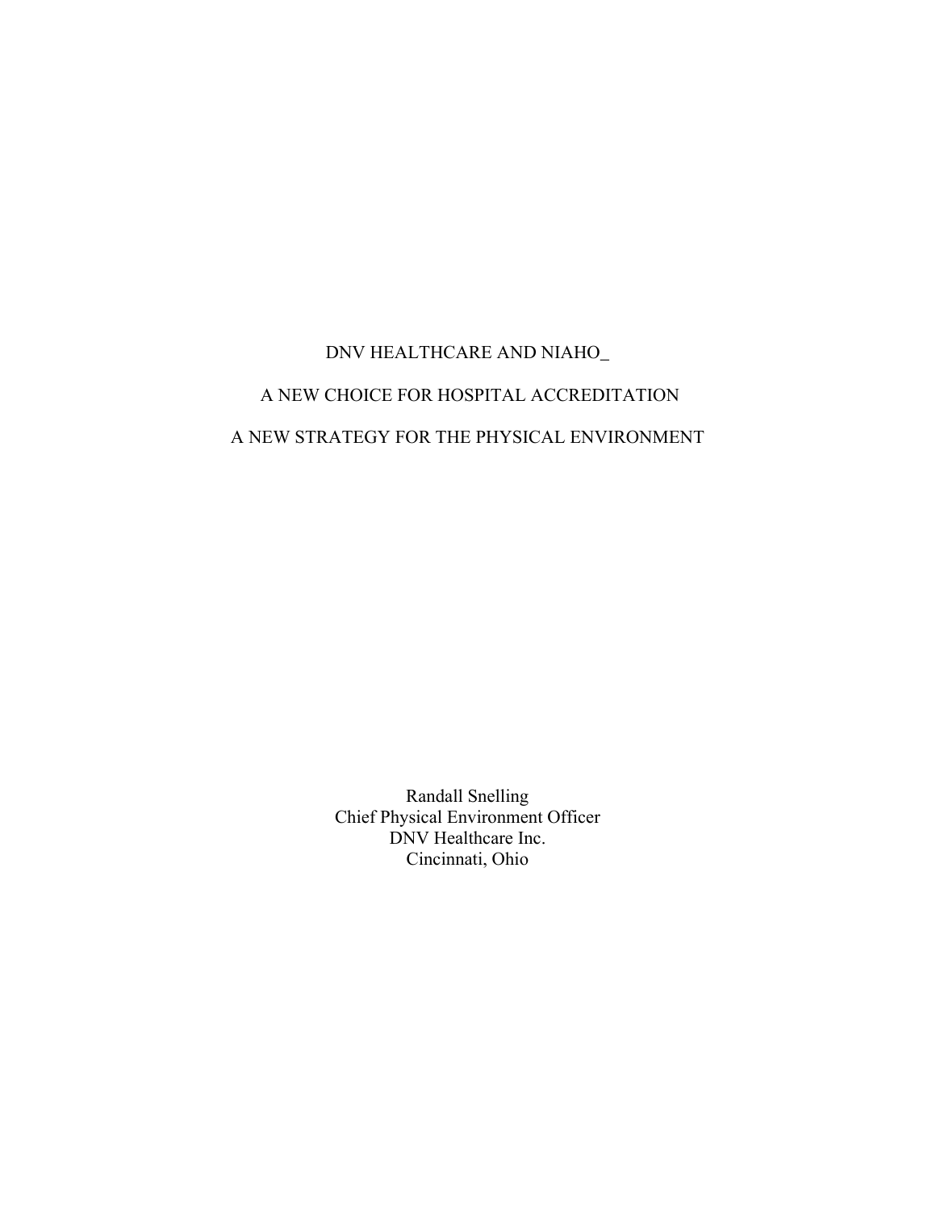# DNV HEALTHCARE AND NIAHO_

## A NEW CHOICE FOR HOSPITAL ACCREDITATION

## A NEW STRATEGY FOR THE PHYSICAL ENVIRONMENT

Randall Snelling
Chief Physical Environment Officer
DNV Healthcare Inc.
Cincinnati, Ohio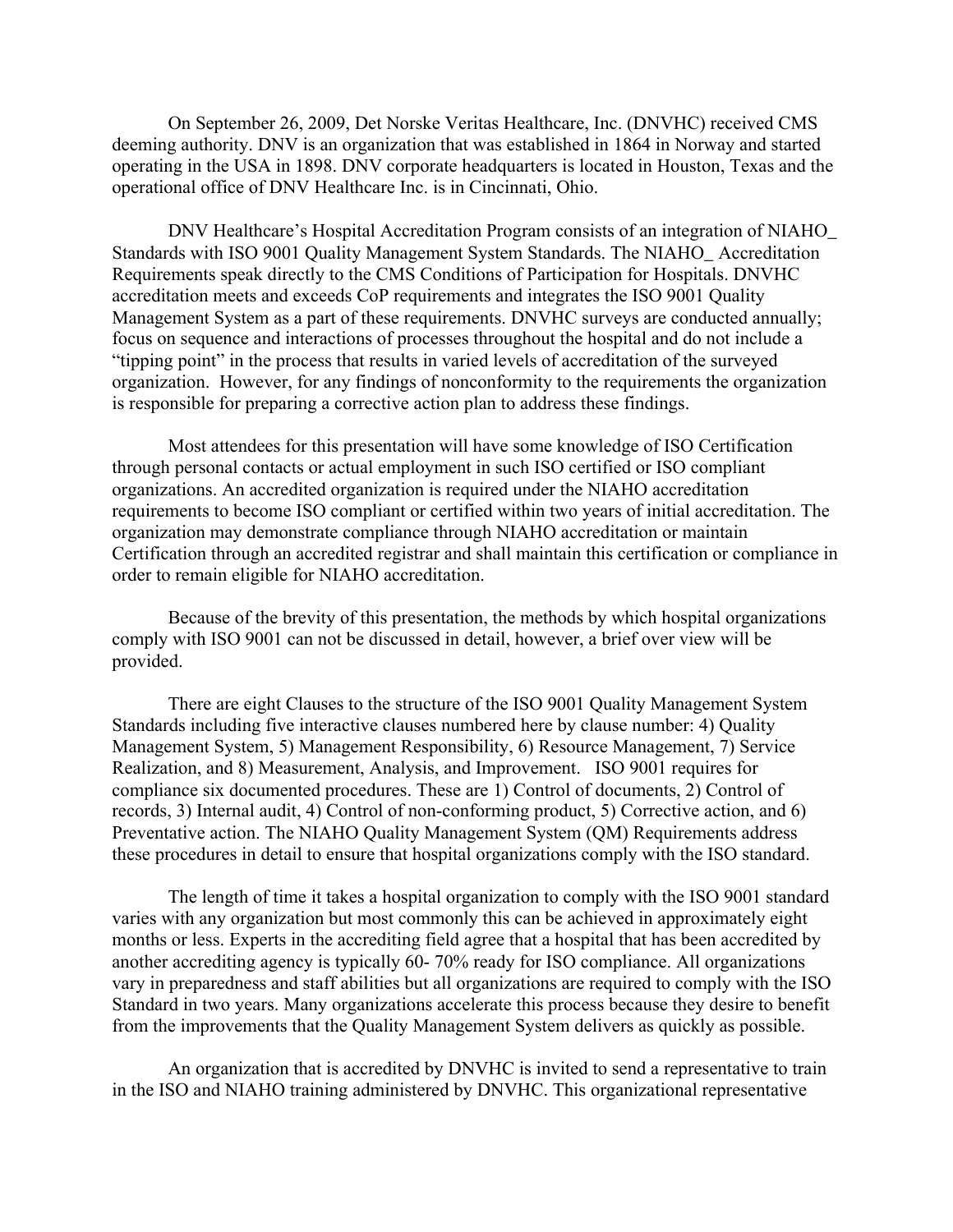On September 26, 2009, Det Norske Veritas Healthcare, Inc. (DNVHC) received CMS deeming authority. DNV is an organization that was established in 1864 in Norway and started operating in the USA in 1898. DNV corporate headquarters is located in Houston, Texas and the operational office of DNV Healthcare Inc. is in Cincinnati, Ohio.

DNV Healthcare's Hospital Accreditation Program consists of an integration of NIAHO_ Standards with ISO 9001 Quality Management System Standards. The NIAHO_ Accreditation Requirements speak directly to the CMS Conditions of Participation for Hospitals. DNVHC accreditation meets and exceeds CoP requirements and integrates the ISO 9001 Quality Management System as a part of these requirements. DNVHC surveys are conducted annually; focus on sequence and interactions of processes throughout the hospital and do not include a "tipping point" in the process that results in varied levels of accreditation of the surveyed organization. However, for any findings of nonconformity to the requirements the organization is responsible for preparing a corrective action plan to address these findings.

Most attendees for this presentation will have some knowledge of ISO Certification through personal contacts or actual employment in such ISO certified or ISO compliant organizations. An accredited organization is required under the NIAHO accreditation requirements to become ISO compliant or certified within two years of initial accreditation. The organization may demonstrate compliance through NIAHO accreditation or maintain Certification through an accredited registrar and shall maintain this certification or compliance in order to remain eligible for NIAHO accreditation.

Because of the brevity of this presentation, the methods by which hospital organizations comply with ISO 9001 can not be discussed in detail, however, a brief over view will be provided.

There are eight Clauses to the structure of the ISO 9001 Quality Management System Standards including five interactive clauses numbered here by clause number: 4) Quality Management System, 5) Management Responsibility, 6) Resource Management, 7) Service Realization, and 8) Measurement, Analysis, and Improvement. ISO 9001 requires for compliance six documented procedures. These are 1) Control of documents, 2) Control of records, 3) Internal audit, 4) Control of non-conforming product, 5) Corrective action, and 6) Preventative action. The NIAHO Quality Management System (QM) Requirements address these procedures in detail to ensure that hospital organizations comply with the ISO standard.

The length of time it takes a hospital organization to comply with the ISO 9001 standard varies with any organization but most commonly this can be achieved in approximately eight months or less. Experts in the accrediting field agree that a hospital that has been accredited by another accrediting agency is typically 60- 70% ready for ISO compliance. All organizations vary in preparedness and staff abilities but all organizations are required to comply with the ISO Standard in two years. Many organizations accelerate this process because they desire to benefit from the improvements that the Quality Management System delivers as quickly as possible.

An organization that is accredited by DNVHC is invited to send a representative to train in the ISO and NIAHO training administered by DNVHC. This organizational representative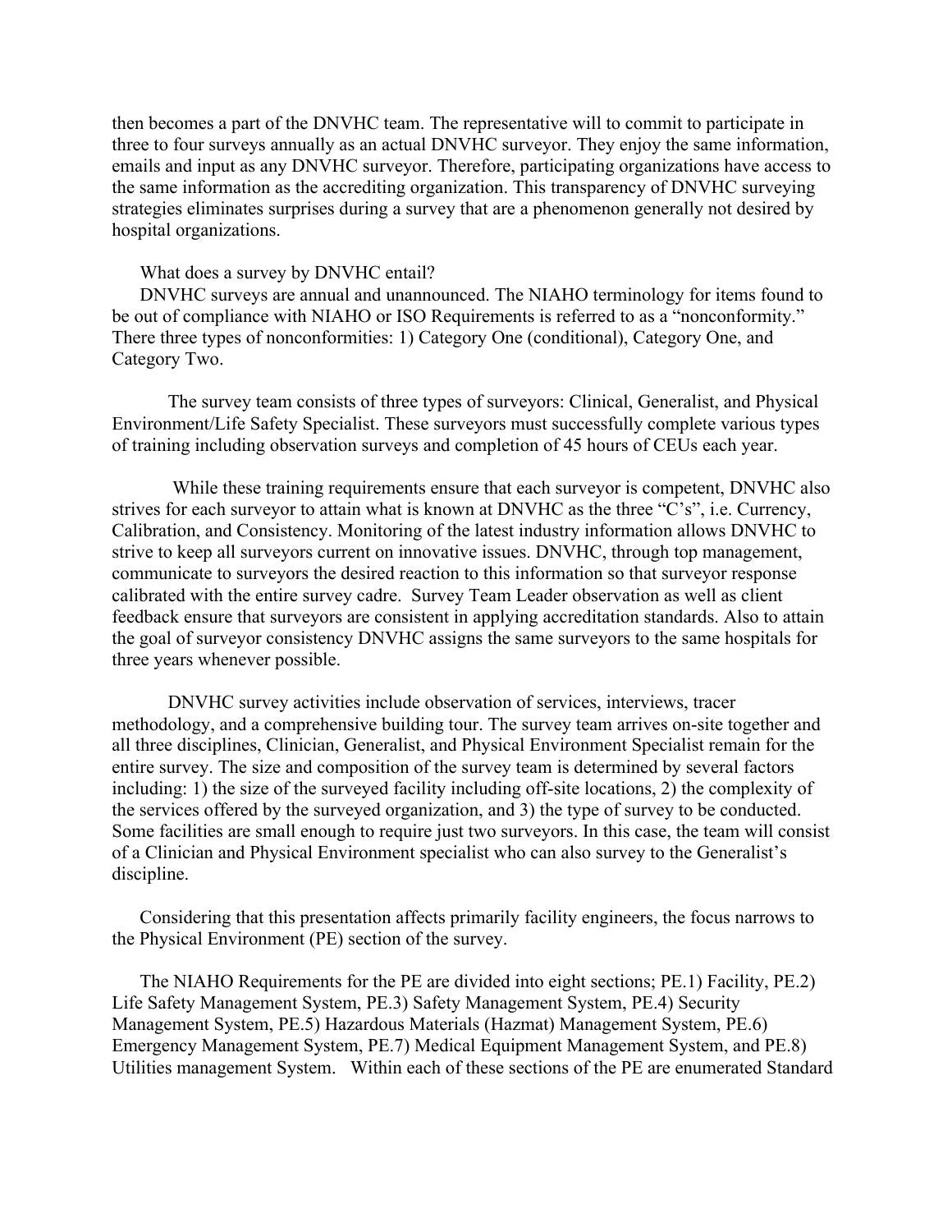then becomes a part of the DNVHC team. The representative will to commit to participate in three to four surveys annually as an actual DNVHC surveyor. They enjoy the same information, emails and input as any DNVHC surveyor. Therefore, participating organizations have access to the same information as the accrediting organization. This transparency of DNVHC surveying strategies eliminates surprises during a survey that are a phenomenon generally not desired by hospital organizations.

What does a survey by DNVHC entail?

DNVHC surveys are annual and unannounced. The NIAHO terminology for items found to be out of compliance with NIAHO or ISO Requirements is referred to as a "nonconformity." There three types of nonconformities: 1) Category One (conditional), Category One, and Category Two.

The survey team consists of three types of surveyors: Clinical, Generalist, and Physical Environment/Life Safety Specialist. These surveyors must successfully complete various types of training including observation surveys and completion of 45 hours of CEUs each year.

While these training requirements ensure that each surveyor is competent, DNVHC also strives for each surveyor to attain what is known at DNVHC as the three "C's", i.e. Currency, Calibration, and Consistency. Monitoring of the latest industry information allows DNVHC to strive to keep all surveyors current on innovative issues. DNVHC, through top management, communicate to surveyors the desired reaction to this information so that surveyor response calibrated with the entire survey cadre. Survey Team Leader observation as well as client feedback ensure that surveyors are consistent in applying accreditation standards. Also to attain the goal of surveyor consistency DNVHC assigns the same surveyors to the same hospitals for three years whenever possible.

DNVHC survey activities include observation of services, interviews, tracer methodology, and a comprehensive building tour. The survey team arrives on-site together and all three disciplines, Clinician, Generalist, and Physical Environment Specialist remain for the entire survey. The size and composition of the survey team is determined by several factors including: 1) the size of the surveyed facility including off-site locations, 2) the complexity of the services offered by the surveyed organization, and 3) the type of survey to be conducted. Some facilities are small enough to require just two surveyors. In this case, the team will consist of a Clinician and Physical Environment specialist who can also survey to the Generalist's discipline.

Considering that this presentation affects primarily facility engineers, the focus narrows to the Physical Environment (PE) section of the survey.

The NIAHO Requirements for the PE are divided into eight sections; PE.1) Facility, PE.2) Life Safety Management System, PE.3) Safety Management System, PE.4) Security Management System, PE.5) Hazardous Materials (Hazmat) Management System, PE.6) Emergency Management System, PE.7) Medical Equipment Management System, and PE.8) Utilities management System. Within each of these sections of the PE are enumerated Standard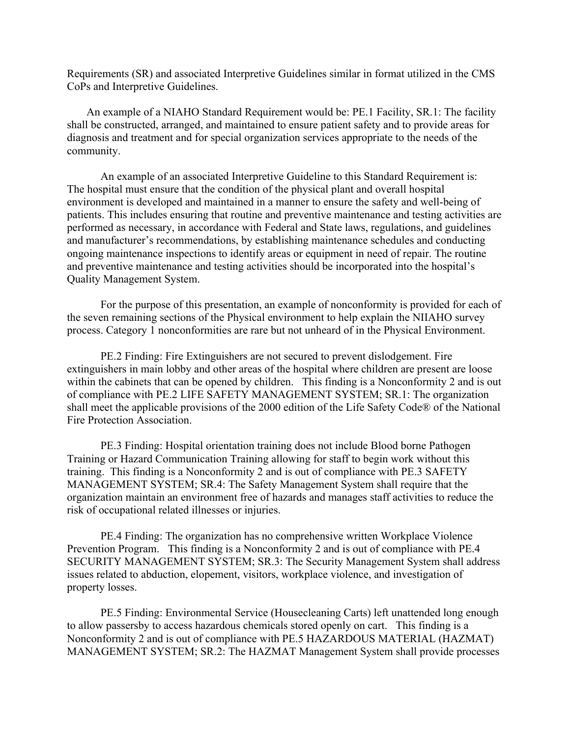Requirements (SR) and associated Interpretive Guidelines similar in format utilized in the CMS CoPs and Interpretive Guidelines.

An example of a NIAHO Standard Requirement would be: PE.1 Facility, SR.1: The facility shall be constructed, arranged, and maintained to ensure patient safety and to provide areas for diagnosis and treatment and for special organization services appropriate to the needs of the community.

An example of an associated Interpretive Guideline to this Standard Requirement is: The hospital must ensure that the condition of the physical plant and overall hospital environment is developed and maintained in a manner to ensure the safety and well-being of patients. This includes ensuring that routine and preventive maintenance and testing activities are performed as necessary, in accordance with Federal and State laws, regulations, and guidelines and manufacturer's recommendations, by establishing maintenance schedules and conducting ongoing maintenance inspections to identify areas or equipment in need of repair. The routine and preventive maintenance and testing activities should be incorporated into the hospital's Quality Management System.

For the purpose of this presentation, an example of nonconformity is provided for each of the seven remaining sections of the Physical environment to help explain the NIIAHO survey process. Category 1 nonconformities are rare but not unheard of in the Physical Environment.

PE.2 Finding: Fire Extinguishers are not secured to prevent dislodgement. Fire extinguishers in main lobby and other areas of the hospital where children are present are loose within the cabinets that can be opened by children. This finding is a Nonconformity 2 and is out of compliance with PE.2 LIFE SAFETY MANAGEMENT SYSTEM; SR.1: The organization shall meet the applicable provisions of the 2000 edition of the Life Safety Code® of the National Fire Protection Association.

PE.3 Finding: Hospital orientation training does not include Blood borne Pathogen Training or Hazard Communication Training allowing for staff to begin work without this training. This finding is a Nonconformity 2 and is out of compliance with PE.3 SAFETY MANAGEMENT SYSTEM; SR.4: The Safety Management System shall require that the organization maintain an environment free of hazards and manages staff activities to reduce the risk of occupational related illnesses or injuries.

PE.4 Finding: The organization has no comprehensive written Workplace Violence Prevention Program. This finding is a Nonconformity 2 and is out of compliance with PE.4 SECURITY MANAGEMENT SYSTEM; SR.3: The Security Management System shall address issues related to abduction, elopement, visitors, workplace violence, and investigation of property losses.

PE.5 Finding: Environmental Service (Housecleaning Carts) left unattended long enough to allow passersby to access hazardous chemicals stored openly on cart. This finding is a Nonconformity 2 and is out of compliance with PE.5 HAZARDOUS MATERIAL (HAZMAT) MANAGEMENT SYSTEM; SR.2: The HAZMAT Management System shall provide processes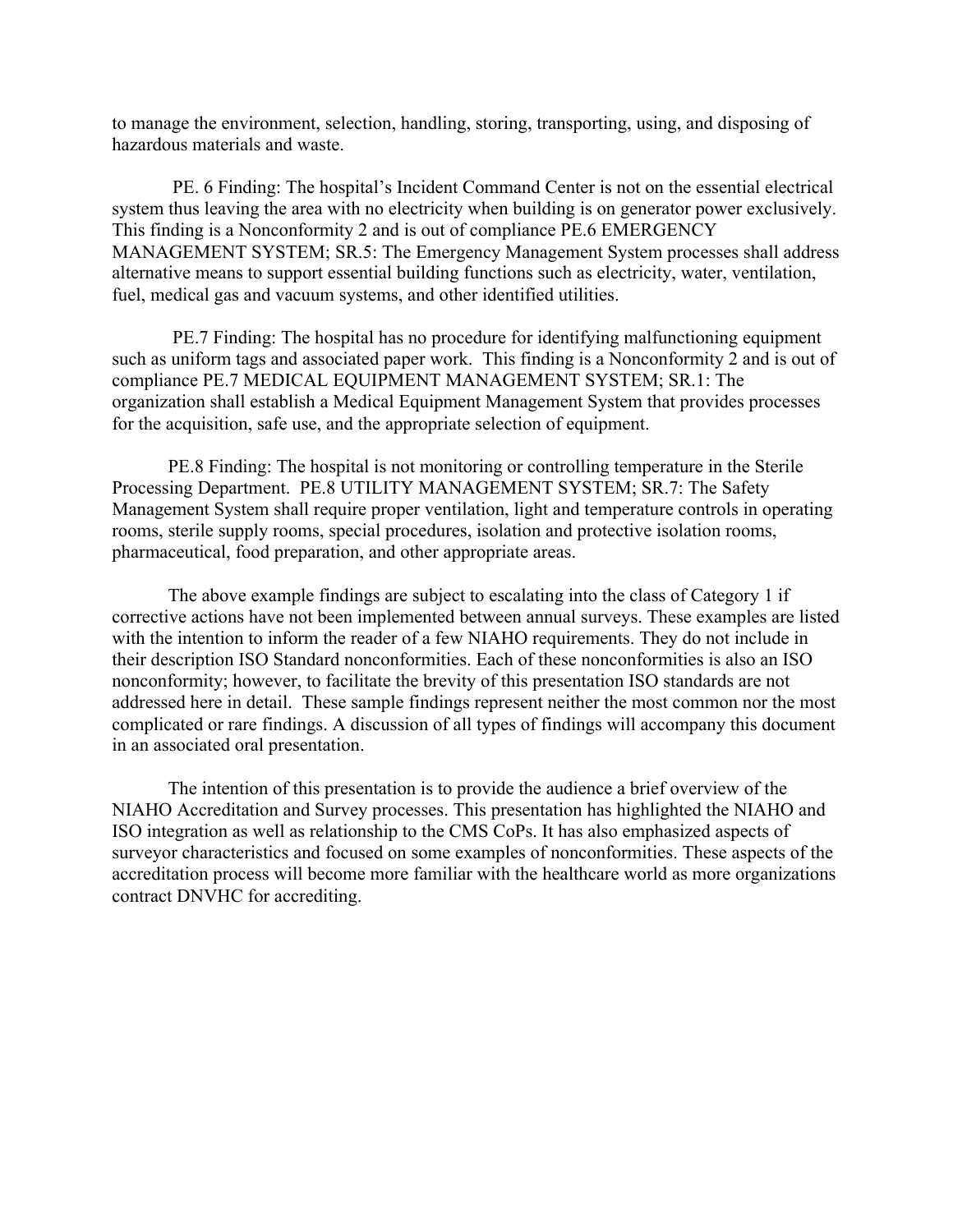to manage the environment, selection, handling, storing, transporting, using, and disposing of hazardous materials and waste.

PE. 6 Finding: The hospital's Incident Command Center is not on the essential electrical system thus leaving the area with no electricity when building is on generator power exclusively. This finding is a Nonconformity 2 and is out of compliance PE.6 EMERGENCY MANAGEMENT SYSTEM; SR.5: The Emergency Management System processes shall address alternative means to support essential building functions such as electricity, water, ventilation, fuel, medical gas and vacuum systems, and other identified utilities.

PE.7 Finding: The hospital has no procedure for identifying malfunctioning equipment such as uniform tags and associated paper work. This finding is a Nonconformity 2 and is out of compliance PE.7 MEDICAL EQUIPMENT MANAGEMENT SYSTEM; SR.1: The organization shall establish a Medical Equipment Management System that provides processes for the acquisition, safe use, and the appropriate selection of equipment.

PE.8 Finding: The hospital is not monitoring or controlling temperature in the Sterile Processing Department. PE.8 UTILITY MANAGEMENT SYSTEM; SR.7: The Safety Management System shall require proper ventilation, light and temperature controls in operating rooms, sterile supply rooms, special procedures, isolation and protective isolation rooms, pharmaceutical, food preparation, and other appropriate areas.

The above example findings are subject to escalating into the class of Category 1 if corrective actions have not been implemented between annual surveys. These examples are listed with the intention to inform the reader of a few NIAHO requirements. They do not include in their description ISO Standard nonconformities. Each of these nonconformities is also an ISO nonconformity; however, to facilitate the brevity of this presentation ISO standards are not addressed here in detail. These sample findings represent neither the most common nor the most complicated or rare findings. A discussion of all types of findings will accompany this document in an associated oral presentation.

The intention of this presentation is to provide the audience a brief overview of the NIAHO Accreditation and Survey processes. This presentation has highlighted the NIAHO and ISO integration as well as relationship to the CMS CoPs. It has also emphasized aspects of surveyor characteristics and focused on some examples of nonconformities. These aspects of the accreditation process will become more familiar with the healthcare world as more organizations contract DNVHC for accrediting.